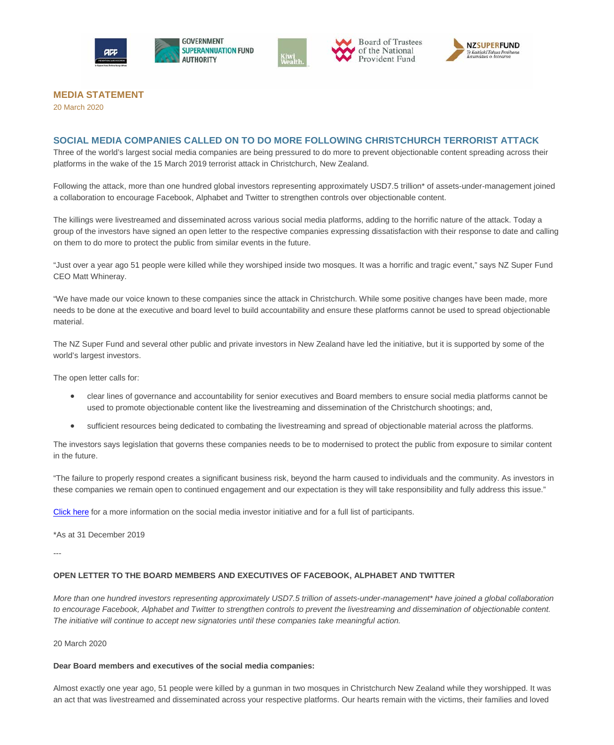**MEDIA STATEMENT**

20 March 2020

## SOCIAL MEDIA COMPANIES CALLED ON TO DO MORE FOLLOWING CHRISTCHURCH TERRORIST ATTACK

Three of the world's largest social media companies are being pressured to do more to prevent objectionable content spreading across their platforms in the wake of the 15 March 2019 terrorist attack in Christchurch, New Zealand.

Following the attack, more than one hundred global investors representing approximately USD7.5 trillion* of assets-under-management joined a collaboration to encourage Facebook, Alphabet and Twitter to strengthen controls over objectionable content.

The killings were livestreamed and disseminated across various social media platforms, adding to the horrific nature of the attack. Today a group of the investors have signed an open letter to the respective companies expressing dissatisfaction with their response to date and calling on them to do more to protect the public from similar events in the future.

"Just over a year ago 51 people were killed while they worshiped inside two mosques. It was a horrific and tragic event," says NZ Super Fund CEO Matt Whineray.

"We have made our voice known to these companies since the attack in Christchurch. While some positive changes have been made, more needs to be done at the executive and board level to build accountability and ensure these platforms cannot be used to spread objectionable material.

The NZ Super Fund and several other public and private investors in New Zealand have led the initiative, but it is supported by some of the world's largest investors.

The open letter calls for:

- clear lines of governance and accountability for senior executives and Board members to ensure social media platforms cannot be used to promote objectionable content like the livestreaming and dissemination of the Christchurch shootings; and,
- sufficient resources being dedicated to combating the livestreaming and spread of objectionable material across the platforms.

The investors says legislation that governs these companies needs to be to modernised to protect the public from exposure to similar content in the future.

"The failure to properly respond creates a significant business risk, beyond the harm caused to individuals and the community. As investors in these companies we remain open to continued engagement and our expectation is they will take responsibility and fully address this issue."

Click here for a more information on the social media investor initiative and for a full list of participants.

*As at 31 December 2019

---

**OPEN LETTER TO THE BOARD MEMBERS AND EXECUTIVES OF FACEBOOK, ALPHABET AND TWITTER**

*More than one hundred investors representing approximately USD7.5 trillion of assets-under-management* have joined a global collaboration to encourage Facebook, Alphabet and Twitter to strengthen controls to prevent the livestreaming and dissemination of objectionable content. The initiative will continue to accept new signatories until these companies take meaningful action.*

20 March 2020

**Dear Board members and executives of the social media companies:**

Almost exactly one year ago, 51 people were killed by a gunman in two mosques in Christchurch New Zealand while they worshipped. It was an act that was livestreamed and disseminated across your respective platforms. Our hearts remain with the victims, their families and loved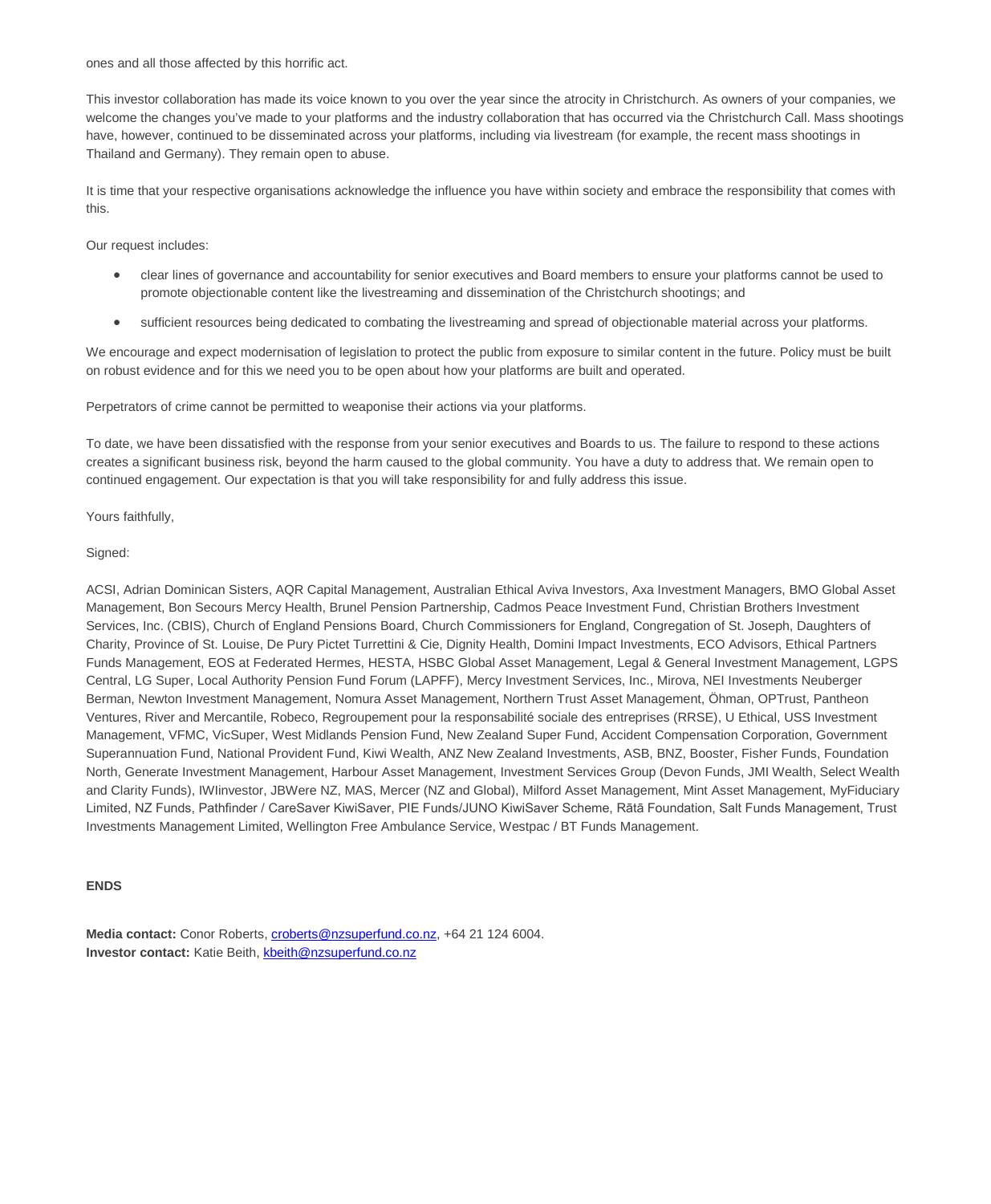ones and all those affected by this horrific act.

This investor collaboration has made its voice known to you over the year since the atrocity in Christchurch. As owners of your companies, we welcome the changes you've made to your platforms and the industry collaboration that has occurred via the Christchurch Call. Mass shootings have, however, continued to be disseminated across your platforms, including via livestream (for example, the recent mass shootings in Thailand and Germany). They remain open to abuse.

It is time that your respective organisations acknowledge the influence you have within society and embrace the responsibility that comes with this.

Our request includes:

- clear lines of governance and accountability for senior executives and Board members to ensure your platforms cannot be used to promote objectionable content like the livestreaming and dissemination of the Christchurch shootings; and
- sufficient resources being dedicated to combating the livestreaming and spread of objectionable material across your platforms.

We encourage and expect modernisation of legislation to protect the public from exposure to similar content in the future. Policy must be built on robust evidence and for this we need you to be open about how your platforms are built and operated.

Perpetrators of crime cannot be permitted to weaponise their actions via your platforms.

To date, we have been dissatisfied with the response from your senior executives and Boards to us. The failure to respond to these actions creates a significant business risk, beyond the harm caused to the global community. You have a duty to address that. We remain open to continued engagement. Our expectation is that you will take responsibility for and fully address this issue.

Yours faithfully,

Signed:

ACSI, Adrian Dominican Sisters, AQR Capital Management, Australian Ethical Aviva Investors, Axa Investment Managers, BMO Global Asset Management, Bon Secours Mercy Health, Brunel Pension Partnership, Cadmos Peace Investment Fund, Christian Brothers Investment Services, Inc. (CBIS), Church of England Pensions Board, Church Commissioners for England, Congregation of St. Joseph, Daughters of Charity, Province of St. Louise, De Pury Pictet Turrettini & Cie, Dignity Health, Domini Impact Investments, ECO Advisors, Ethical Partners Funds Management, EOS at Federated Hermes, HESTA, HSBC Global Asset Management, Legal & General Investment Management, LGPS Central, LG Super, Local Authority Pension Fund Forum (LAPFF), Mercy Investment Services, Inc., Mirova, NEI Investments Neuberger Berman, Newton Investment Management, Nomura Asset Management, Northern Trust Asset Management, Öhman, OPTrust, Pantheon Ventures, River and Mercantile, Robeco, Regroupement pour la responsabilité sociale des entreprises (RRSE), U Ethical, USS Investment Management, VFMC, VicSuper, West Midlands Pension Fund, New Zealand Super Fund, Accident Compensation Corporation, Government Superannuation Fund, National Provident Fund, Kiwi Wealth, ANZ New Zealand Investments, ASB, BNZ, Booster, Fisher Funds, Foundation North, Generate Investment Management, Harbour Asset Management, Investment Services Group (Devon Funds, JMI Wealth, Select Wealth and Clarity Funds), IWIinvestor, JBWere NZ, MAS, Mercer (NZ and Global), Milford Asset Management, Mint Asset Management, MyFiduciary Limited, NZ Funds, Pathfinder / CareSaver KiwiSaver, PIE Funds/JUNO KiwiSaver Scheme, Rātā Foundation, Salt Funds Management, Trust Investments Management Limited, Wellington Free Ambulance Service, Westpac / BT Funds Management.

**ENDS**

**Media contact:** Conor Roberts, croberts@nzsuperfund.co.nz, +64 21 124 6004.
**Investor contact:** Katie Beith, kbeith@nzsuperfund.co.nz